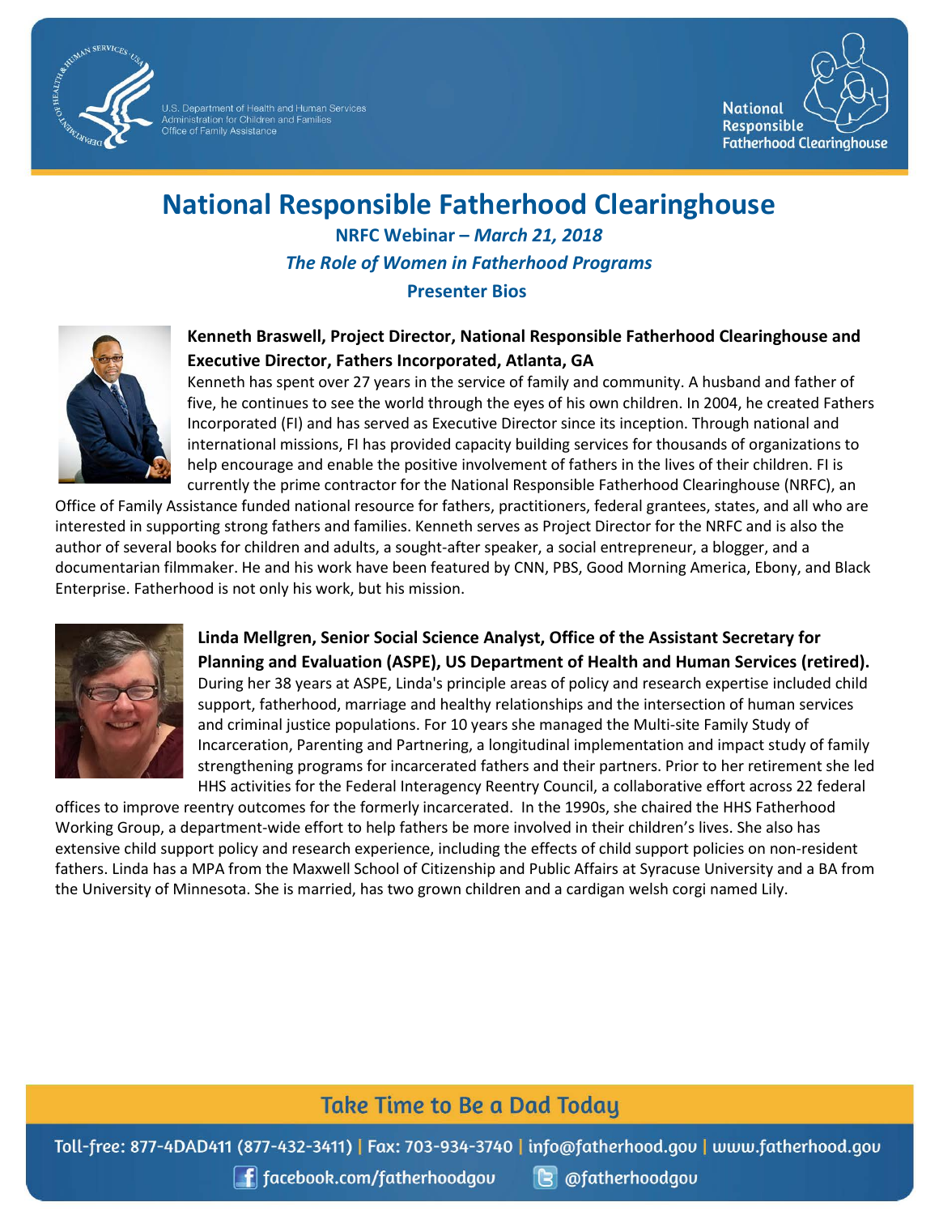# National Responsible Fatherhood Clearinghouse

**NRFC Webinar – *March 21, 2018***

***The Role of Women in Fatherhood Programs***

**Presenter Bios**

**Kenneth Braswell, Project Director, National Responsible Fatherhood Clearinghouse and Executive Director, Fathers Incorporated, Atlanta, GA**

Kenneth has spent over 27 years in the service of family and community. A husband and father of five, he continues to see the world through the eyes of his own children. In 2004, he created Fathers Incorporated (FI) and has served as Executive Director since its inception. Through national and international missions, FI has provided capacity building services for thousands of organizations to help encourage and enable the positive involvement of fathers in the lives of their children. FI is currently the prime contractor for the National Responsible Fatherhood Clearinghouse (NRFC), an Office of Family Assistance funded national resource for fathers, practitioners, federal grantees, states, and all who are interested in supporting strong fathers and families. Kenneth serves as Project Director for the NRFC and is also the author of several books for children and adults, a sought-after speaker, a social entrepreneur, a blogger, and a documentarian filmmaker. He and his work have been featured by CNN, PBS, Good Morning America, Ebony, and Black Enterprise. Fatherhood is not only his work, but his mission.

**Linda Mellgren, Senior Social Science Analyst, Office of the Assistant Secretary for Planning and Evaluation (ASPE), US Department of Health and Human Services (retired).**

During her 38 years at ASPE, Linda's principle areas of policy and research expertise included child support, fatherhood, marriage and healthy relationships and the intersection of human services and criminal justice populations. For 10 years she managed the Multi-site Family Study of Incarceration, Parenting and Partnering, a longitudinal implementation and impact study of family strengthening programs for incarcerated fathers and their partners. Prior to her retirement she led HHS activities for the Federal Interagency Reentry Council, a collaborative effort across 22 federal offices to improve reentry outcomes for the formerly incarcerated. In the 1990s, she chaired the HHS Fatherhood Working Group, a department-wide effort to help fathers be more involved in their children's lives. She also has extensive child support policy and research experience, including the effects of child support policies on non-resident fathers. Linda has a MPA from the Maxwell School of Citizenship and Public Affairs at Syracuse University and a BA from the University of Minnesota. She is married, has two grown children and a cardigan welsh corgi named Lily.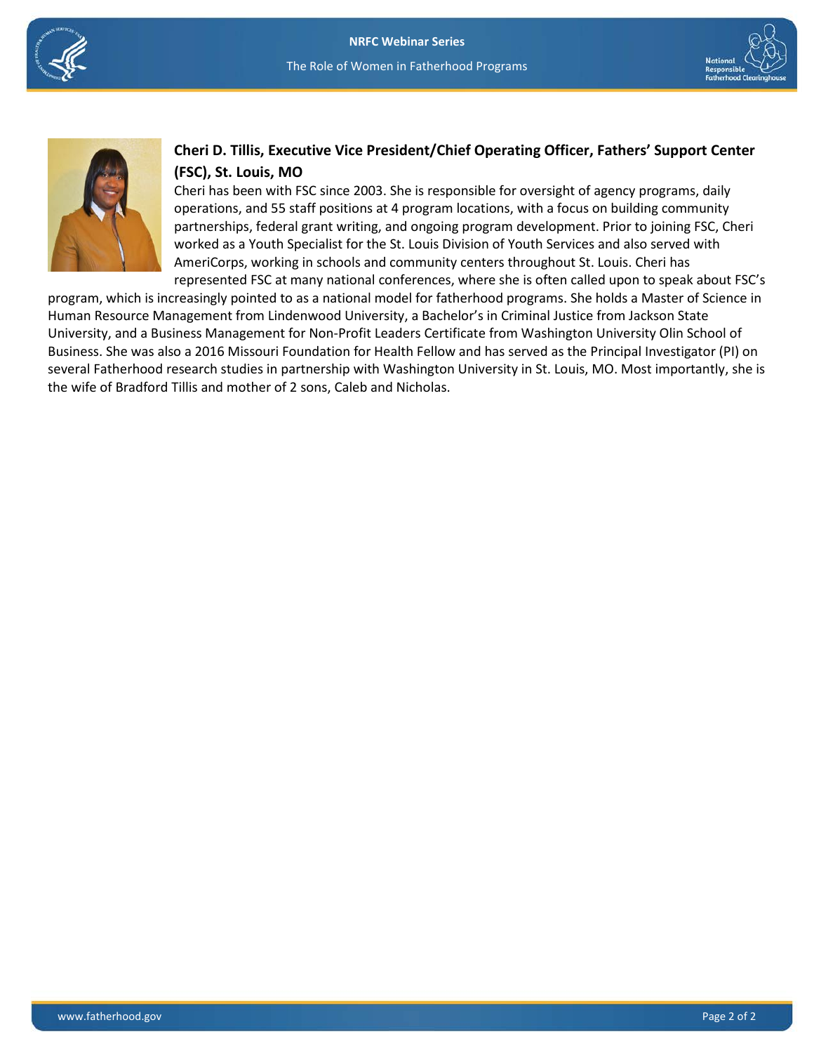**Cheri D. Tillis, Executive Vice President/Chief Operating Officer, Fathers' Support Center (FSC), St. Louis, MO**

Cheri has been with FSC since 2003. She is responsible for oversight of agency programs, daily operations, and 55 staff positions at 4 program locations, with a focus on building community partnerships, federal grant writing, and ongoing program development. Prior to joining FSC, Cheri worked as a Youth Specialist for the St. Louis Division of Youth Services and also served with AmeriCorps, working in schools and community centers throughout St. Louis. Cheri has represented FSC at many national conferences, where she is often called upon to speak about FSC's program, which is increasingly pointed to as a national model for fatherhood programs. She holds a Master of Science in Human Resource Management from Lindenwood University, a Bachelor's in Criminal Justice from Jackson State University, and a Business Management for Non-Profit Leaders Certificate from Washington University Olin School of Business. She was also a 2016 Missouri Foundation for Health Fellow and has served as the Principal Investigator (PI) on several Fatherhood research studies in partnership with Washington University in St. Louis, MO. Most importantly, she is the wife of Bradford Tillis and mother of 2 sons, Caleb and Nicholas.